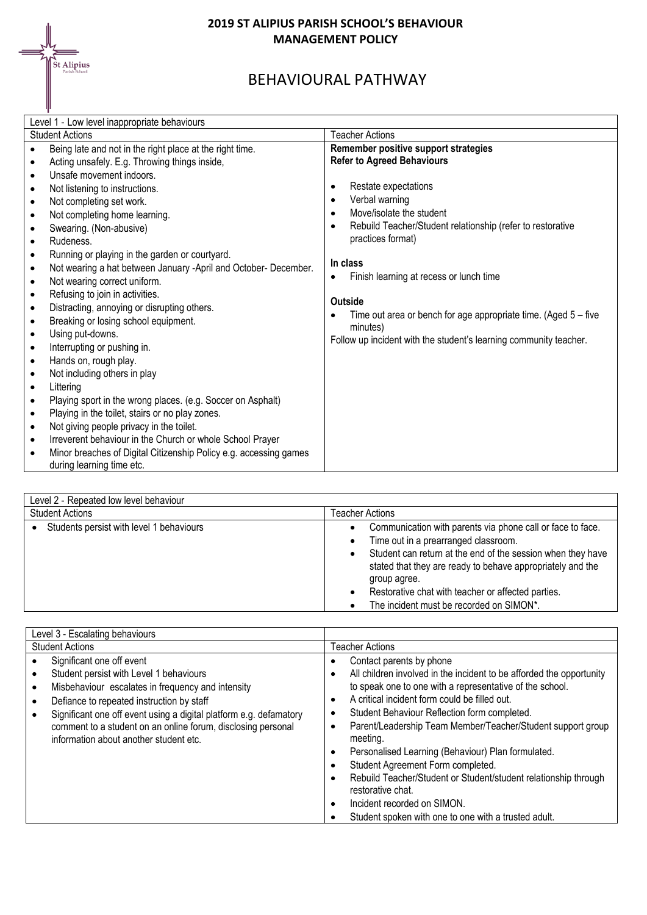# 2019 ST ALIPIUS PARISH SCHOOL'S BEHAVIOUR MANAGEMENT POLICY

## BEHAVIOURAL PATHWAY

| Level 1 - Low level inappropriate behaviours | |
|---|---|
| **Student Actions** | **Teacher Actions** |
| • Being late and not in the right place at the right time.<br>• Acting unsafely. E.g. Throwing things inside,<br>• Unsafe movement indoors.<br>• Not listening to instructions.<br>• Not completing set work.<br>• Not completing home learning.<br>• Swearing. (Non-abusive)<br>• Rudeness.<br>• Running or playing in the garden or courtyard.<br>• Not wearing a hat between January -April and October- December.<br>• Not wearing correct uniform.<br>• Refusing to join in activities.<br>• Distracting, annoying or disrupting others.<br>• Breaking or losing school equipment.<br>• Using put-downs.<br>• Interrupting or pushing in.<br>• Hands on, rough play.<br>• Not including others in play<br>• Littering<br>• Playing sport in the wrong places. (e.g. Soccer on Asphalt)<br>• Playing in the toilet, stairs or no play zones.<br>• Not giving people privacy in the toilet.<br>• Irreverent behaviour in the Church or whole School Prayer<br>• Minor breaches of Digital Citizenship Policy e.g. accessing games during learning time etc. | **Remember positive support strategies**<br>**Refer to Agreed Behaviours**<br><br>• Restate expectations<br>• Verbal warning<br>• Move/isolate the student<br>• Rebuild Teacher/Student relationship (refer to restorative practices format)<br><br>**In class**<br>• Finish learning at recess or lunch time<br><br>**Outside**<br>• Time out area or bench for age appropriate time. (Aged 5 – five minutes)<br>Follow up incident with the student's learning community teacher. |

| Level 2 - Repeated low level behaviour | |
|---|---|
| **Student Actions** | **Teacher Actions** |
| • Students persist with level 1 behaviours | • Communication with parents via phone call or face to face.<br>• Time out in a prearranged classroom.<br>• Student can return at the end of the session when they have stated that they are ready to behave appropriately and the group agree.<br>• Restorative chat with teacher or affected parties.<br>• The incident must be recorded on SIMON*. |

| Level 3 - Escalating behaviours | |
|---|---|
| **Student Actions** | **Teacher Actions** |
| • Significant one off event<br>• Student persist with Level 1 behaviours<br>• Misbehaviour escalates in frequency and intensity<br>• Defiance to repeated instruction by staff<br>• Significant one off event using a digital platform e.g. defamatory comment to a student on an online forum, disclosing personal information about another student etc. | • Contact parents by phone<br>• All children involved in the incident to be afforded the opportunity to speak one to one with a representative of the school.<br>• A critical incident form could be filled out.<br>• Student Behaviour Reflection form completed.<br>• Parent/Leadership Team Member/Teacher/Student support group meeting.<br>• Personalised Learning (Behaviour) Plan formulated.<br>• Student Agreement Form completed.<br>• Rebuild Teacher/Student or Student/student relationship through restorative chat.<br>• Incident recorded on SIMON.<br>• Student spoken with one to one with a trusted adult. |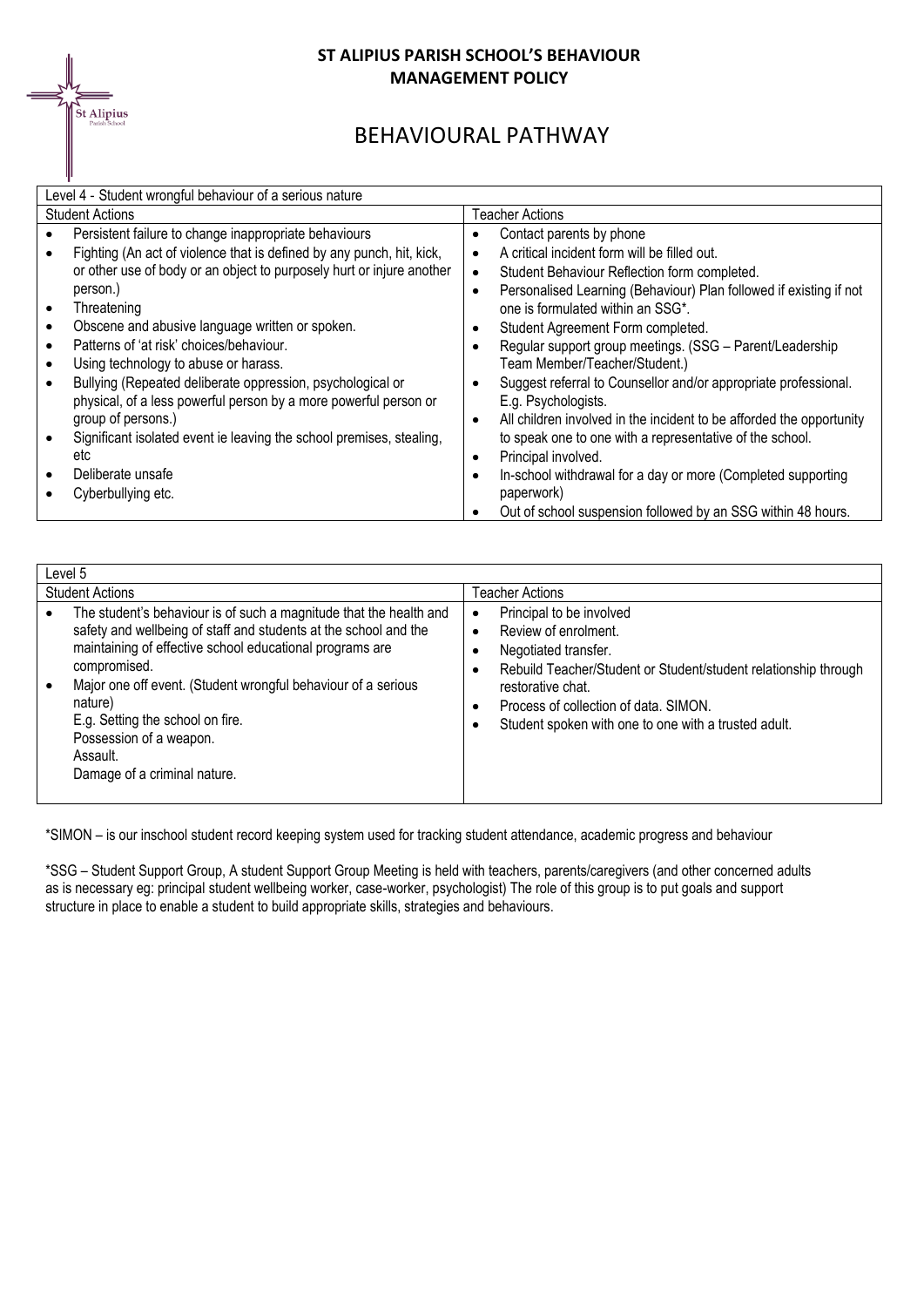**ST ALIPIUS PARISH SCHOOL'S BEHAVIOUR MANAGEMENT POLICY**

# BEHAVIOURAL PATHWAY

| Level 4 - Student wrongful behaviour of a serious nature | |
|---|---|
| Student Actions | Teacher Actions |
| • Persistent failure to change inappropriate behaviours<br>• Fighting (An act of violence that is defined by any punch, hit, kick, or other use of body or an object to purposely hurt or injure another person.)<br>• Threatening<br>• Obscene and abusive language written or spoken.<br>• Patterns of 'at risk' choices/behaviour.<br>• Using technology to abuse or harass.<br>• Bullying (Repeated deliberate oppression, psychological or physical, of a less powerful person by a more powerful person or group of persons.)<br>• Significant isolated event ie leaving the school premises, stealing, etc<br>• Deliberate unsafe<br>• Cyberbullying etc. | • Contact parents by phone<br>• A critical incident form will be filled out.<br>• Student Behaviour Reflection form completed.<br>• Personalised Learning (Behaviour) Plan followed if existing if not one is formulated within an SSG*.<br>• Student Agreement Form completed.<br>• Regular support group meetings. (SSG – Parent/Leadership Team Member/Teacher/Student.)<br>• Suggest referral to Counsellor and/or appropriate professional. E.g. Psychologists.<br>• All children involved in the incident to be afforded the opportunity to speak one to one with a representative of the school.<br>• Principal involved.<br>• In-school withdrawal for a day or more (Completed supporting paperwork)<br>• Out of school suspension followed by an SSG within 48 hours. |

| Level 5 | |
|---|---|
| Student Actions | Teacher Actions |
| • The student's behaviour is of such a magnitude that the health and safety and wellbeing of staff and students at the school and the maintaining of effective school educational programs are compromised.<br>• Major one off event. (Student wrongful behaviour of a serious nature)<br>E.g. Setting the school on fire.<br>Possession of a weapon.<br>Assault.<br>Damage of a criminal nature. | • Principal to be involved<br>• Review of enrolment.<br>• Negotiated transfer.<br>• Rebuild Teacher/Student or Student/student relationship through restorative chat.<br>• Process of collection of data. SIMON.<br>• Student spoken with one to one with a trusted adult. |

*SIMON – is our inschool student record keeping system used for tracking student attendance, academic progress and behaviour

*SSG – Student Support Group, A student Support Group Meeting is held with teachers, parents/caregivers (and other concerned adults as is necessary eg: principal student wellbeing worker, case-worker, psychologist) The role of this group is to put goals and support structure in place to enable a student to build appropriate skills, strategies and behaviours.